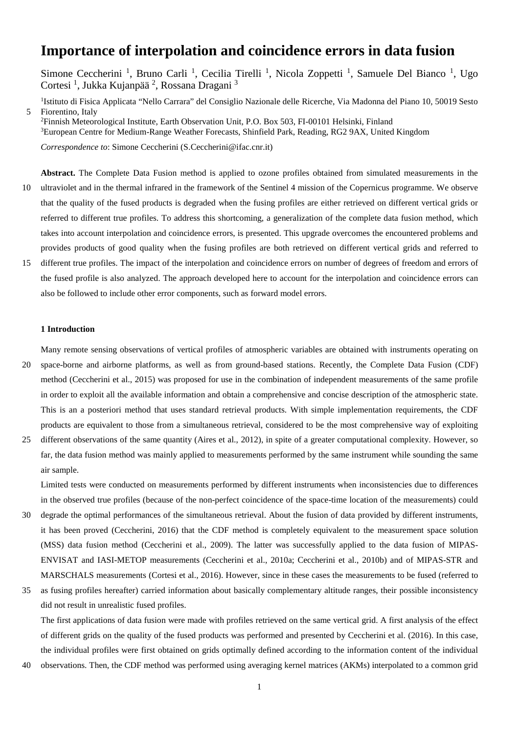# Importance of interpolation and coincidence errors in data fusion

Simone Ceccherini [1], Bruno Carli [1], Cecilia Tirelli [1], Nicola Zoppetti [1], Samuele Del Bianco [1], Ugo Cortesi [1], Jukka Kujanpää [2], Rossana Dragani [3]

[1]Istituto di Fisica Applicata "Nello Carrara" del Consiglio Nazionale delle Ricerche, Via Madonna del Piano 10, 50019 Sesto Fiorentino, Italy
[2]Finnish Meteorological Institute, Earth Observation Unit, P.O. Box 503, FI-00101 Helsinki, Finland
[3]European Centre for Medium-Range Weather Forecasts, Shinfield Park, Reading, RG2 9AX, United Kingdom

*Correspondence to*: Simone Ceccherini (S.Ceccherini@ifac.cnr.it)

**Abstract.** The Complete Data Fusion method is applied to ozone profiles obtained from simulated measurements in the ultraviolet and in the thermal infrared in the framework of the Sentinel 4 mission of the Copernicus programme. We observe that the quality of the fused products is degraded when the fusing profiles are either retrieved on different vertical grids or referred to different true profiles. To address this shortcoming, a generalization of the complete data fusion method, which takes into account interpolation and coincidence errors, is presented. This upgrade overcomes the encountered problems and provides products of good quality when the fusing profiles are both retrieved on different vertical grids and referred to different true profiles. The impact of the interpolation and coincidence errors on number of degrees of freedom and errors of the fused profile is also analyzed. The approach developed here to account for the interpolation and coincidence errors can also be followed to include other error components, such as forward model errors.

## 1 Introduction

Many remote sensing observations of vertical profiles of atmospheric variables are obtained with instruments operating on space-borne and airborne platforms, as well as from ground-based stations. Recently, the Complete Data Fusion (CDF) method (Ceccherini et al., 2015) was proposed for use in the combination of independent measurements of the same profile in order to exploit all the available information and obtain a comprehensive and concise description of the atmospheric state. This is an a posteriori method that uses standard retrieval products. With simple implementation requirements, the CDF products are equivalent to those from a simultaneous retrieval, considered to be the most comprehensive way of exploiting different observations of the same quantity (Aires et al., 2012), in spite of a greater computational complexity. However, so far, the data fusion method was mainly applied to measurements performed by the same instrument while sounding the same air sample.

Limited tests were conducted on measurements performed by different instruments when inconsistencies due to differences in the observed true profiles (because of the non-perfect coincidence of the space-time location of the measurements) could degrade the optimal performances of the simultaneous retrieval. About the fusion of data provided by different instruments, it has been proved (Ceccherini, 2016) that the CDF method is completely equivalent to the measurement space solution (MSS) data fusion method (Ceccherini et al., 2009). The latter was successfully applied to the data fusion of MIPAS-ENVISAT and IASI-METOP measurements (Ceccherini et al., 2010a; Ceccherini et al., 2010b) and of MIPAS-STR and MARSCHALS measurements (Cortesi et al., 2016). However, since in these cases the measurements to be fused (referred to as fusing profiles hereafter) carried information about basically complementary altitude ranges, their possible inconsistency did not result in unrealistic fused profiles.

The first applications of data fusion were made with profiles retrieved on the same vertical grid. A first analysis of the effect of different grids on the quality of the fused products was performed and presented by Ceccherini et al. (2016). In this case, the individual profiles were first obtained on grids optimally defined according to the information content of the individual observations. Then, the CDF method was performed using averaging kernel matrices (AKMs) interpolated to a common grid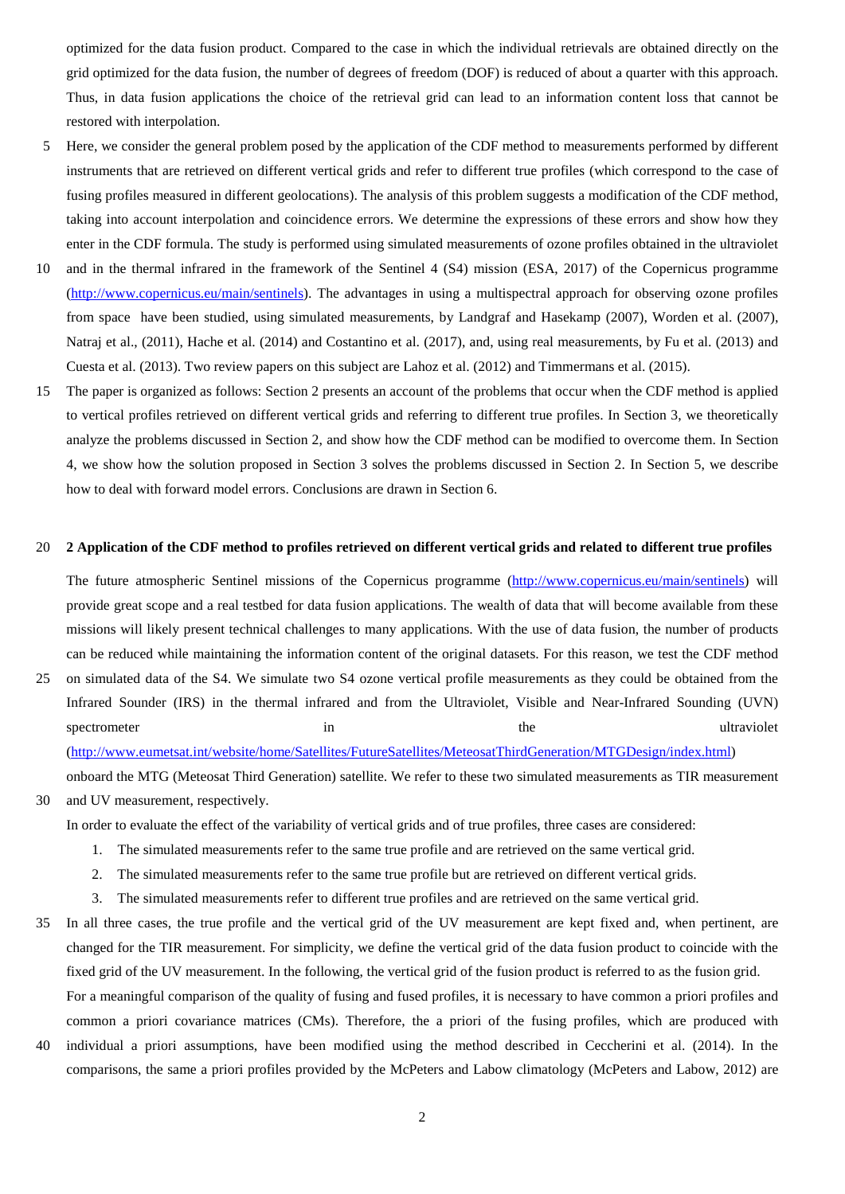optimized for the data fusion product. Compared to the case in which the individual retrievals are obtained directly on the grid optimized for the data fusion, the number of degrees of freedom (DOF) is reduced of about a quarter with this approach. Thus, in data fusion applications the choice of the retrieval grid can lead to an information content loss that cannot be restored with interpolation.

Here, we consider the general problem posed by the application of the CDF method to measurements performed by different instruments that are retrieved on different vertical grids and refer to different true profiles (which correspond to the case of fusing profiles measured in different geolocations). The analysis of this problem suggests a modification of the CDF method, taking into account interpolation and coincidence errors. We determine the expressions of these errors and show how they enter in the CDF formula. The study is performed using simulated measurements of ozone profiles obtained in the ultraviolet and in the thermal infrared in the framework of the Sentinel 4 (S4) mission (ESA, 2017) of the Copernicus programme (http://www.copernicus.eu/main/sentinels). The advantages in using a multispectral approach for observing ozone profiles from space have been studied, using simulated measurements, by Landgraf and Hasekamp (2007), Worden et al. (2007), Natraj et al., (2011), Hache et al. (2014) and Costantino et al. (2017), and, using real measurements, by Fu et al. (2013) and Cuesta et al. (2013). Two review papers on this subject are Lahoz et al. (2012) and Timmermans et al. (2015).

The paper is organized as follows: Section 2 presents an account of the problems that occur when the CDF method is applied to vertical profiles retrieved on different vertical grids and referring to different true profiles. In Section 3, we theoretically analyze the problems discussed in Section 2, and show how the CDF method can be modified to overcome them. In Section 4, we show how the solution proposed in Section 3 solves the problems discussed in Section 2. In Section 5, we describe how to deal with forward model errors. Conclusions are drawn in Section 6.

## 2 Application of the CDF method to profiles retrieved on different vertical grids and related to different true profiles

The future atmospheric Sentinel missions of the Copernicus programme (http://www.copernicus.eu/main/sentinels) will provide great scope and a real testbed for data fusion applications. The wealth of data that will become available from these missions will likely present technical challenges to many applications. With the use of data fusion, the number of products can be reduced while maintaining the information content of the original datasets. For this reason, we test the CDF method on simulated data of the S4. We simulate two S4 ozone vertical profile measurements as they could be obtained from the Infrared Sounder (IRS) in the thermal infrared and from the Ultraviolet, Visible and Near-Infrared Sounding (UVN) spectrometer in the ultraviolet (http://www.eumetsat.int/website/home/Satellites/FutureSatellites/MeteosatThirdGeneration/MTGDesign/index.html) onboard the MTG (Meteosat Third Generation) satellite. We refer to these two simulated measurements as TIR measurement and UV measurement, respectively.

In order to evaluate the effect of the variability of vertical grids and of true profiles, three cases are considered:

1. The simulated measurements refer to the same true profile and are retrieved on the same vertical grid.
2. The simulated measurements refer to the same true profile but are retrieved on different vertical grids.
3. The simulated measurements refer to different true profiles and are retrieved on the same vertical grid.

In all three cases, the true profile and the vertical grid of the UV measurement are kept fixed and, when pertinent, are changed for the TIR measurement. For simplicity, we define the vertical grid of the data fusion product to coincide with the fixed grid of the UV measurement. In the following, the vertical grid of the fusion product is referred to as the fusion grid.

For a meaningful comparison of the quality of fusing and fused profiles, it is necessary to have common a priori profiles and common a priori covariance matrices (CMs). Therefore, the a priori of the fusing profiles, which are produced with individual a priori assumptions, have been modified using the method described in Ceccherini et al. (2014). In the comparisons, the same a priori profiles provided by the McPeters and Labow climatology (McPeters and Labow, 2012) are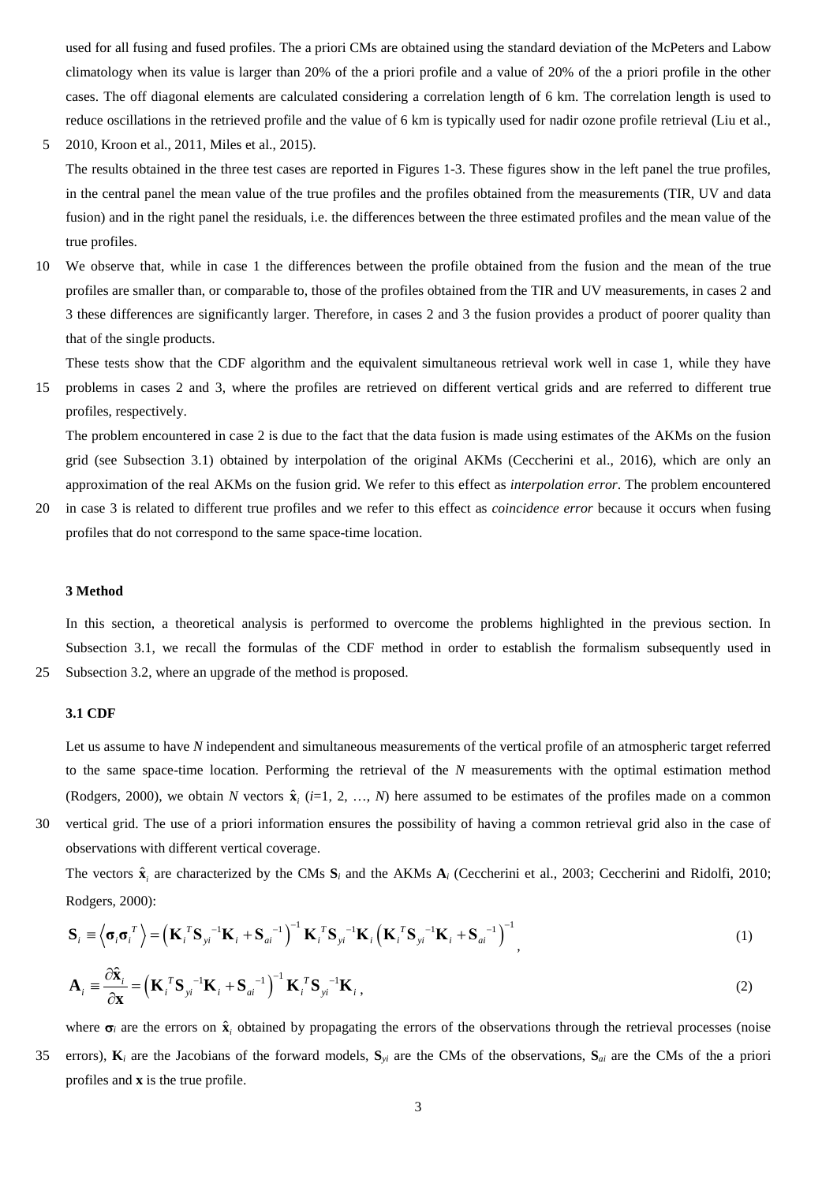used for all fusing and fused profiles. The a priori CMs are obtained using the standard deviation of the McPeters and Labow climatology when its value is larger than 20% of the a priori profile and a value of 20% of the a priori profile in the other cases. The off diagonal elements are calculated considering a correlation length of 6 km. The correlation length is used to reduce oscillations in the retrieved profile and the value of 6 km is typically used for nadir ozone profile retrieval (Liu et al., 2010, Kroon et al., 2011, Miles et al., 2015).

The results obtained in the three test cases are reported in Figures 1-3. These figures show in the left panel the true profiles, in the central panel the mean value of the true profiles and the profiles obtained from the measurements (TIR, UV and data fusion) and in the right panel the residuals, i.e. the differences between the three estimated profiles and the mean value of the true profiles.

We observe that, while in case 1 the differences between the profile obtained from the fusion and the mean of the true profiles are smaller than, or comparable to, those of the profiles obtained from the TIR and UV measurements, in cases 2 and 3 these differences are significantly larger. Therefore, in cases 2 and 3 the fusion provides a product of poorer quality than that of the single products.

These tests show that the CDF algorithm and the equivalent simultaneous retrieval work well in case 1, while they have problems in cases 2 and 3, where the profiles are retrieved on different vertical grids and are referred to different true profiles, respectively.

The problem encountered in case 2 is due to the fact that the data fusion is made using estimates of the AKMs on the fusion grid (see Subsection 3.1) obtained by interpolation of the original AKMs (Ceccherini et al., 2016), which are only an approximation of the real AKMs on the fusion grid. We refer to this effect as *interpolation error*. The problem encountered in case 3 is related to different true profiles and we refer to this effect as *coincidence error* because it occurs when fusing profiles that do not correspond to the same space-time location.

## 3 Method

In this section, a theoretical analysis is performed to overcome the problems highlighted in the previous section. In Subsection 3.1, we recall the formulas of the CDF method in order to establish the formalism subsequently used in Subsection 3.2, where an upgrade of the method is proposed.

### 3.1 CDF

Let us assume to have $N$ independent and simultaneous measurements of the vertical profile of an atmospheric target referred to the same space-time location. Performing the retrieval of the $N$ measurements with the optimal estimation method (Rodgers, 2000), we obtain $N$ vectors $\hat{\mathbf{x}}_i$ ($i$=1, 2, …, $N$) here assumed to be estimates of the profiles made on a common vertical grid. The use of a priori information ensures the possibility of having a common retrieval grid also in the case of observations with different vertical coverage.

The vectors $\hat{\mathbf{x}}_i$ are characterized by the CMs $\mathbf{S}_i$ and the AKMs $\mathbf{A}_i$ (Ceccherini et al., 2003; Ceccherini and Ridolfi, 2010; Rodgers, 2000):

$$\mathbf{S}_i \equiv \left\langle \boldsymbol{\sigma}_i \boldsymbol{\sigma}_i^T \right\rangle = \left( \mathbf{K}_i^T \mathbf{S}_{yi}^{-1} \mathbf{K}_i + \mathbf{S}_{ai}^{-1} \right)^{-1} \mathbf{K}_i^T \mathbf{S}_{yi}^{-1} \mathbf{K}_i \left( \mathbf{K}_i^T \mathbf{S}_{yi}^{-1} \mathbf{K}_i + \mathbf{S}_{ai}^{-1} \right)^{-1}, \tag{1}$$

$$\mathbf{A}_i \equiv \frac{\partial \hat{\mathbf{x}}_i}{\partial \mathbf{x}} = \left( \mathbf{K}_i^T \mathbf{S}_{yi}^{-1} \mathbf{K}_i + \mathbf{S}_{ai}^{-1} \right)^{-1} \mathbf{K}_i^T \mathbf{S}_{yi}^{-1} \mathbf{K}_i, \tag{2}$$

where $\boldsymbol{\sigma}_i$ are the errors on $\hat{\mathbf{x}}_i$ obtained by propagating the errors of the observations through the retrieval processes (noise errors), $\mathbf{K}_i$ are the Jacobians of the forward models, $\mathbf{S}_{yi}$ are the CMs of the observations, $\mathbf{S}_{ai}$ are the CMs of the a priori profiles and $\mathbf{x}$ is the true profile.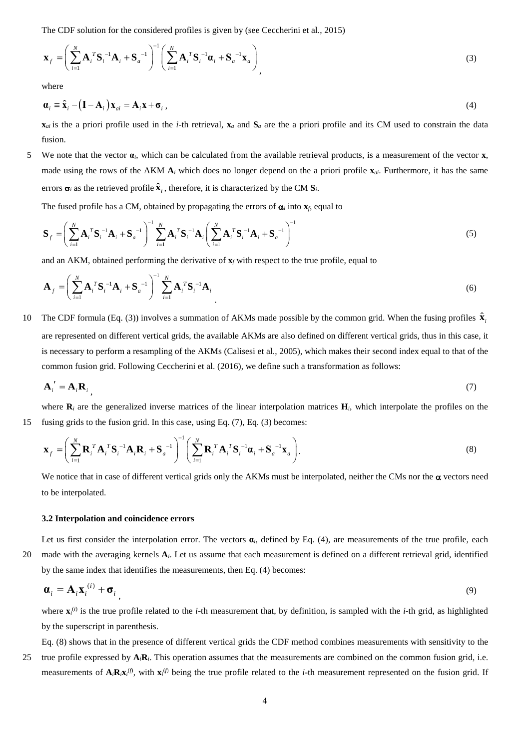The CDF solution for the considered profiles is given by (see Ceccherini et al., 2015)

$$\mathbf{x}_f = \left( \sum_{i=1}^{N} \mathbf{A}_i^T \mathbf{S}_i^{-1} \mathbf{A}_i + \mathbf{S}_a^{-1} \right)^{-1} \left( \sum_{i=1}^{N} \mathbf{A}_i^T \mathbf{S}_i^{-1} \boldsymbol{\alpha}_i + \mathbf{S}_a^{-1} \mathbf{x}_a \right), \tag{3}$$

where

$$\boldsymbol{\alpha}_i \equiv \hat{\mathbf{x}}_i - \left( \mathbf{I} - \mathbf{A}_i \right) \mathbf{x}_{ai} = \mathbf{A}_i \mathbf{x} + \boldsymbol{\sigma}_i , \tag{4}$$

$\mathbf{x}_{ai}$ is the a priori profile used in the $i$-th retrieval, $\mathbf{x}_a$ and $\mathbf{S}_a$ are the a priori profile and its CM used to constrain the data fusion.

We note that the vector $\boldsymbol{\alpha}_i$, which can be calculated from the available retrieval products, is a measurement of the vector $\mathbf{x}$, made using the rows of the AKM $\mathbf{A}_i$ which does no longer depend on the a priori profile $\mathbf{x}_{ai}$. Furthermore, it has the same errors $\boldsymbol{\sigma}_i$ as the retrieved profile $\hat{\mathbf{x}}_i$, therefore, it is characterized by the CM $\mathbf{S}_i$.

The fused profile has a CM, obtained by propagating the errors of $\boldsymbol{\alpha}_i$ into $\mathbf{x}_f$, equal to

$$\mathbf{S}_f = \left( \sum_{i=1}^{N} \mathbf{A}_i^T \mathbf{S}_i^{-1} \mathbf{A}_i + \mathbf{S}_a^{-1} \right)^{-1} \sum_{i=1}^{N} \mathbf{A}_i^T \mathbf{S}_i^{-1} \mathbf{A}_i \left( \sum_{i=1}^{N} \mathbf{A}_i^T \mathbf{S}_i^{-1} \mathbf{A}_i + \mathbf{S}_a^{-1} \right)^{-1} \tag{5}$$

and an AKM, obtained performing the derivative of $\mathbf{x}_f$ with respect to the true profile, equal to

$$\mathbf{A}_f = \left( \sum_{i=1}^{N} \mathbf{A}_i^T \mathbf{S}_i^{-1} \mathbf{A}_i + \mathbf{S}_a^{-1} \right)^{-1} \sum_{i=1}^{N} \mathbf{A}_i^T \mathbf{S}_i^{-1} \mathbf{A}_i . \tag{6}$$

The CDF formula (Eq. (3)) involves a summation of AKMs made possible by the common grid. When the fusing profiles $\hat{\mathbf{x}}_i$ are represented on different vertical grids, the available AKMs are also defined on different vertical grids, thus in this case, it is necessary to perform a resampling of the AKMs (Calisesi et al., 2005), which makes their second index equal to that of the common fusion grid. Following Ceccherini et al. (2016), we define such a transformation as follows:

$$\mathbf{A}_i' = \mathbf{A}_i \mathbf{R}_i , \tag{7}$$

where $\mathbf{R}_i$ are the generalized inverse matrices of the linear interpolation matrices $\mathbf{H}_i$, which interpolate the profiles on the fusing grids to the fusion grid. In this case, using Eq. (7), Eq. (3) becomes:

$$\mathbf{x}_f = \left( \sum_{i=1}^{N} \mathbf{R}_i^T \mathbf{A}_i^T \mathbf{S}_i^{-1} \mathbf{A}_i \mathbf{R}_i + \mathbf{S}_a^{-1} \right)^{-1} \left( \sum_{i=1}^{N} \mathbf{R}_i^T \mathbf{A}_i^T \mathbf{S}_i^{-1} \boldsymbol{\alpha}_i + \mathbf{S}_a^{-1} \mathbf{x}_a \right). \tag{8}$$

We notice that in case of different vertical grids only the AKMs must be interpolated, neither the CMs nor the $\boldsymbol{\alpha}$ vectors need to be interpolated.

### 3.2 Interpolation and coincidence errors

Let us first consider the interpolation error. The vectors $\boldsymbol{\alpha}_i$, defined by Eq. (4), are measurements of the true profile, each made with the averaging kernels $\mathbf{A}_i$. Let us assume that each measurement is defined on a different retrieval grid, identified by the same index that identifies the measurements, then Eq. (4) becomes:

$$\boldsymbol{\alpha}_i = \mathbf{A}_i \mathbf{x}_i^{(i)} + \boldsymbol{\sigma}_i , \tag{9}$$

where $\mathbf{x}_i^{(i)}$ is the true profile related to the $i$-th measurement that, by definition, is sampled with the $i$-th grid, as highlighted by the superscript in parenthesis.

Eq. (8) shows that in the presence of different vertical grids the CDF method combines measurements with sensitivity to the true profile expressed by $\mathbf{A}_i\mathbf{R}_i$. This operation assumes that the measurements are combined on the common fusion grid, i.e. measurements of $\mathbf{A}_i\mathbf{R}_i\mathbf{x}_i^{(f)}$, with $\mathbf{x}_i^{(f)}$ being the true profile related to the $i$-th measurement represented on the fusion grid. If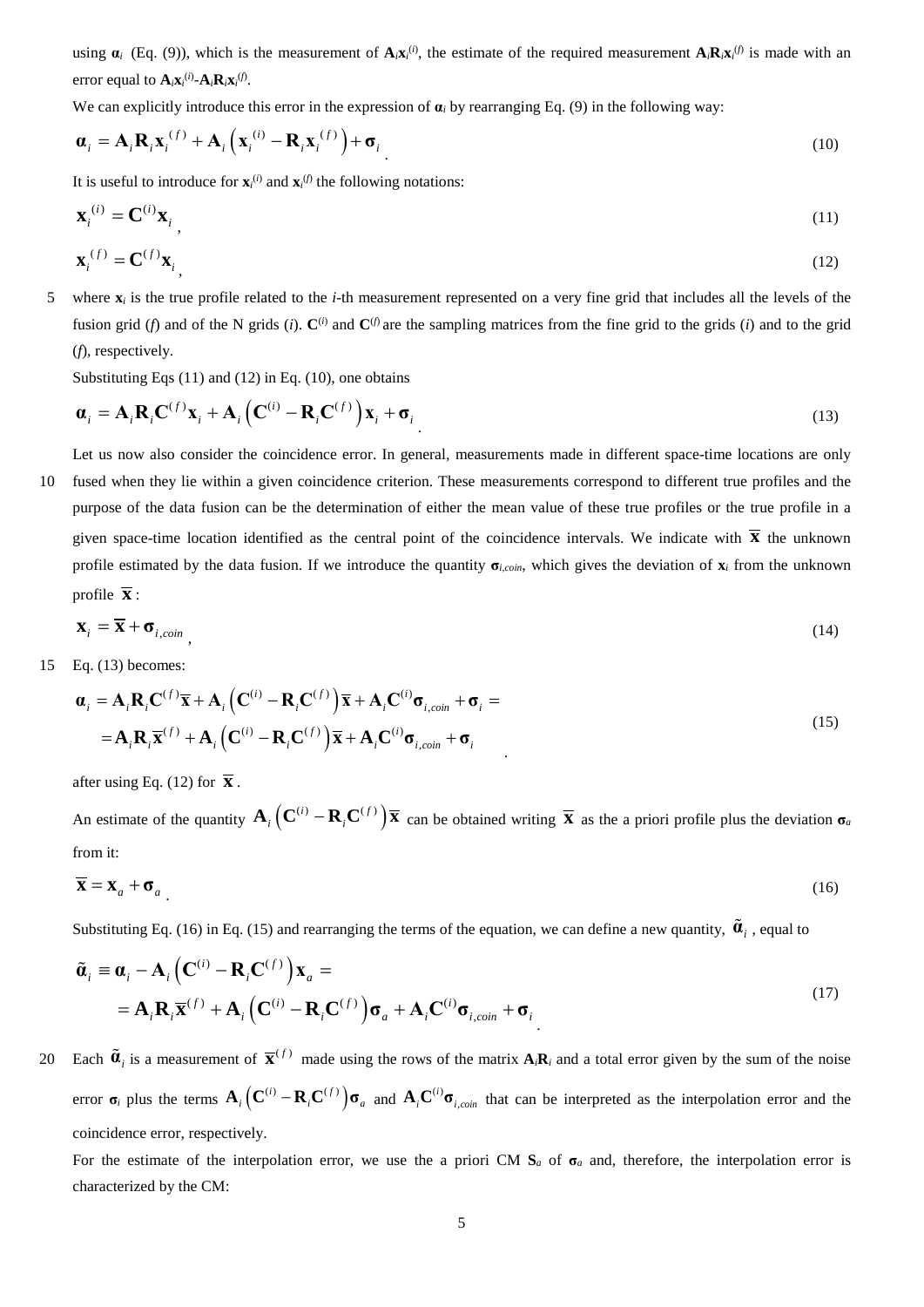using $\boldsymbol{\alpha}_i$ (Eq. (9)), which is the measurement of $\mathbf{A}_i\mathbf{x}_i^{(i)}$, the estimate of the required measurement $\mathbf{A}_i\mathbf{R}_i\mathbf{x}_i^{(f)}$ is made with an error equal to $\mathbf{A}_i\mathbf{x}_i^{(i)}$-$\mathbf{A}_i\mathbf{R}_i\mathbf{x}_i^{(f)}$.

We can explicitly introduce this error in the expression of $\boldsymbol{\alpha}_i$ by rearranging Eq. (9) in the following way:

$$\boldsymbol{\alpha}_i = \mathbf{A}_i\mathbf{R}_i\mathbf{x}_i^{(f)} + \mathbf{A}_i\left(\mathbf{x}_i^{(i)} - \mathbf{R}_i\mathbf{x}_i^{(f)}\right) + \boldsymbol{\sigma}_i \tag{10}$$

It is useful to introduce for $\mathbf{x}_i^{(i)}$ and $\mathbf{x}_i^{(f)}$ the following notations:

$$\mathbf{x}_i^{(i)} = \mathbf{C}^{(i)}\mathbf{x}_i \tag{11}$$

$$\mathbf{x}_i^{(f)} = \mathbf{C}^{(f)}\mathbf{x}_i \tag{12}$$

where $\mathbf{x}_i$ is the true profile related to the *i*-th measurement represented on a very fine grid that includes all the levels of the fusion grid (*f*) and of the N grids (*i*). $\mathbf{C}^{(i)}$ and $\mathbf{C}^{(f)}$ are the sampling matrices from the fine grid to the grids (*i*) and to the grid (*f*), respectively.

Substituting Eqs (11) and (12) in Eq. (10), one obtains

$$\boldsymbol{\alpha}_i = \mathbf{A}_i\mathbf{R}_i\mathbf{C}^{(f)}\mathbf{x}_i + \mathbf{A}_i\left(\mathbf{C}^{(i)} - \mathbf{R}_i\mathbf{C}^{(f)}\right)\mathbf{x}_i + \boldsymbol{\sigma}_i \tag{13}$$

Let us now also consider the coincidence error. In general, measurements made in different space-time locations are only fused when they lie within a given coincidence criterion. These measurements correspond to different true profiles and the purpose of the data fusion can be the determination of either the mean value of these true profiles or the true profile in a given space-time location identified as the central point of the coincidence intervals. We indicate with $\overline{\mathbf{x}}$ the unknown profile estimated by the data fusion. If we introduce the quantity $\boldsymbol{\sigma}_{i,coin}$, which gives the deviation of $\mathbf{x}_i$ from the unknown profile $\overline{\mathbf{x}}$:

$$\mathbf{x}_i = \overline{\mathbf{x}} + \boldsymbol{\sigma}_{i,coin} \tag{14}$$

Eq. (13) becomes:

$$\begin{aligned}\boldsymbol{\alpha}_i &= \mathbf{A}_i\mathbf{R}_i\mathbf{C}^{(f)}\overline{\mathbf{x}} + \mathbf{A}_i\left(\mathbf{C}^{(i)} - \mathbf{R}_i\mathbf{C}^{(f)}\right)\overline{\mathbf{x}} + \mathbf{A}_i\mathbf{C}^{(i)}\boldsymbol{\sigma}_{i,coin} + \boldsymbol{\sigma}_i = \\ &= \mathbf{A}_i\mathbf{R}_i\overline{\mathbf{x}}^{(f)} + \mathbf{A}_i\left(\mathbf{C}^{(i)} - \mathbf{R}_i\mathbf{C}^{(f)}\right)\overline{\mathbf{x}} + \mathbf{A}_i\mathbf{C}^{(i)}\boldsymbol{\sigma}_{i,coin} + \boldsymbol{\sigma}_i\end{aligned} \tag{15}$$

after using Eq. (12) for $\overline{\mathbf{x}}$.

An estimate of the quantity $\mathbf{A}_i\left(\mathbf{C}^{(i)} - \mathbf{R}_i\mathbf{C}^{(f)}\right)\overline{\mathbf{x}}$ can be obtained writing $\overline{\mathbf{x}}$ as the a priori profile plus the deviation $\boldsymbol{\sigma}_a$ from it:

$$\overline{\mathbf{x}} = \mathbf{x}_a + \boldsymbol{\sigma}_a \tag{16}$$

Substituting Eq. (16) in Eq. (15) and rearranging the terms of the equation, we can define a new quantity, $\tilde{\boldsymbol{\alpha}}_i$, equal to

$$\begin{aligned}\tilde{\boldsymbol{\alpha}}_i &\equiv \boldsymbol{\alpha}_i - \mathbf{A}_i\left(\mathbf{C}^{(i)} - \mathbf{R}_i\mathbf{C}^{(f)}\right)\mathbf{x}_a = \\ &= \mathbf{A}_i\mathbf{R}_i\overline{\mathbf{x}}^{(f)} + \mathbf{A}_i\left(\mathbf{C}^{(i)} - \mathbf{R}_i\mathbf{C}^{(f)}\right)\boldsymbol{\sigma}_a + \mathbf{A}_i\mathbf{C}^{(i)}\boldsymbol{\sigma}_{i,coin} + \boldsymbol{\sigma}_i\end{aligned} \tag{17}$$

Each $\tilde{\boldsymbol{\alpha}}_i$ is a measurement of $\overline{\mathbf{x}}^{(f)}$ made using the rows of the matrix $\mathbf{A}_i\mathbf{R}_i$ and a total error given by the sum of the noise error $\boldsymbol{\sigma}_i$ plus the terms $\mathbf{A}_i\left(\mathbf{C}^{(i)} - \mathbf{R}_i\mathbf{C}^{(f)}\right)\boldsymbol{\sigma}_a$ and $\mathbf{A}_i\mathbf{C}^{(i)}\boldsymbol{\sigma}_{i,coin}$ that can be interpreted as the interpolation error and the coincidence error, respectively.

For the estimate of the interpolation error, we use the a priori CM $\mathbf{S}_a$ of $\boldsymbol{\sigma}_a$ and, therefore, the interpolation error is characterized by the CM: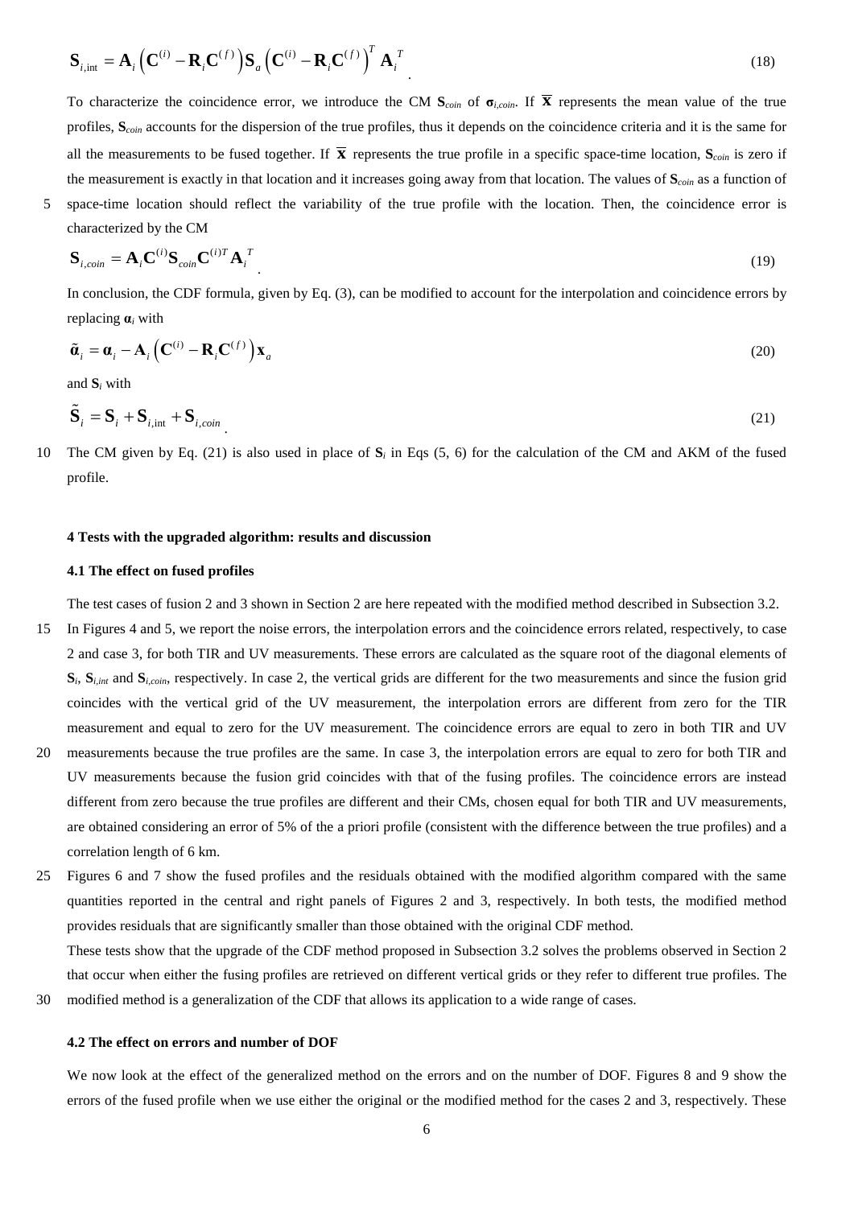$$\mathbf{S}_{i,\text{int}} = \mathbf{A}_i \left(\mathbf{C}^{(i)} - \mathbf{R}_i \mathbf{C}^{(f)}\right) \mathbf{S}_a \left(\mathbf{C}^{(i)} - \mathbf{R}_i \mathbf{C}^{(f)}\right)^T \mathbf{A}_i^T \tag{18}$$

To characterize the coincidence error, we introduce the CM $\mathbf{S}_{coin}$ of $\boldsymbol{\sigma}_{i,coin}$. If $\overline{\mathbf{x}}$ represents the mean value of the true profiles, $\mathbf{S}_{coin}$ accounts for the dispersion of the true profiles, thus it depends on the coincidence criteria and it is the same for all the measurements to be fused together. If $\overline{\mathbf{x}}$ represents the true profile in a specific space-time location, $\mathbf{S}_{coin}$ is zero if the measurement is exactly in that location and it increases going away from that location. The values of $\mathbf{S}_{coin}$ as a function of space-time location should reflect the variability of the true profile with the location. Then, the coincidence error is characterized by the CM

$$\mathbf{S}_{i,coin} = \mathbf{A}_i \mathbf{C}^{(i)} \mathbf{S}_{coin} \mathbf{C}^{(i)T} \mathbf{A}_i^T \tag{19}$$

In conclusion, the CDF formula, given by Eq. (3), can be modified to account for the interpolation and coincidence errors by replacing $\boldsymbol{\alpha}_i$ with

$$\tilde{\boldsymbol{\alpha}}_i = \boldsymbol{\alpha}_i - \mathbf{A}_i \left(\mathbf{C}^{(i)} - \mathbf{R}_i \mathbf{C}^{(f)}\right) \mathbf{x}_a \tag{20}$$

and $\mathbf{S}_i$ with

$$\tilde{\mathbf{S}}_i = \mathbf{S}_i + \mathbf{S}_{i,\text{int}} + \mathbf{S}_{i,coin} \tag{21}$$

The CM given by Eq. (21) is also used in place of $\mathbf{S}_i$ in Eqs (5, 6) for the calculation of the CM and AKM of the fused profile.

#### 4 Tests with the upgraded algorithm: results and discussion

##### 4.1 The effect on fused profiles

The test cases of fusion 2 and 3 shown in Section 2 are here repeated with the modified method described in Subsection 3.2. In Figures 4 and 5, we report the noise errors, the interpolation errors and the coincidence errors related, respectively, to case 2 and case 3, for both TIR and UV measurements. These errors are calculated as the square root of the diagonal elements of $\mathbf{S}_i$, $\mathbf{S}_{i,int}$ and $\mathbf{S}_{i,coin}$, respectively. In case 2, the vertical grids are different for the two measurements and since the fusion grid coincides with the vertical grid of the UV measurement, the interpolation errors are different from zero for the TIR measurement and equal to zero for the UV measurement. The coincidence errors are equal to zero in both TIR and UV measurements because the true profiles are the same. In case 3, the interpolation errors are equal to zero for both TIR and UV measurements because the fusion grid coincides with that of the fusing profiles. The coincidence errors are instead different from zero because the true profiles are different and their CMs, chosen equal for both TIR and UV measurements, are obtained considering an error of 5% of the a priori profile (consistent with the difference between the true profiles) and a correlation length of 6 km.

Figures 6 and 7 show the fused profiles and the residuals obtained with the modified algorithm compared with the same quantities reported in the central and right panels of Figures 2 and 3, respectively. In both tests, the modified method provides residuals that are significantly smaller than those obtained with the original CDF method.

These tests show that the upgrade of the CDF method proposed in Subsection 3.2 solves the problems observed in Section 2 that occur when either the fusing profiles are retrieved on different vertical grids or they refer to different true profiles. The modified method is a generalization of the CDF that allows its application to a wide range of cases.

##### 4.2 The effect on errors and number of DOF

We now look at the effect of the generalized method on the errors and on the number of DOF. Figures 8 and 9 show the errors of the fused profile when we use either the original or the modified method for the cases 2 and 3, respectively. These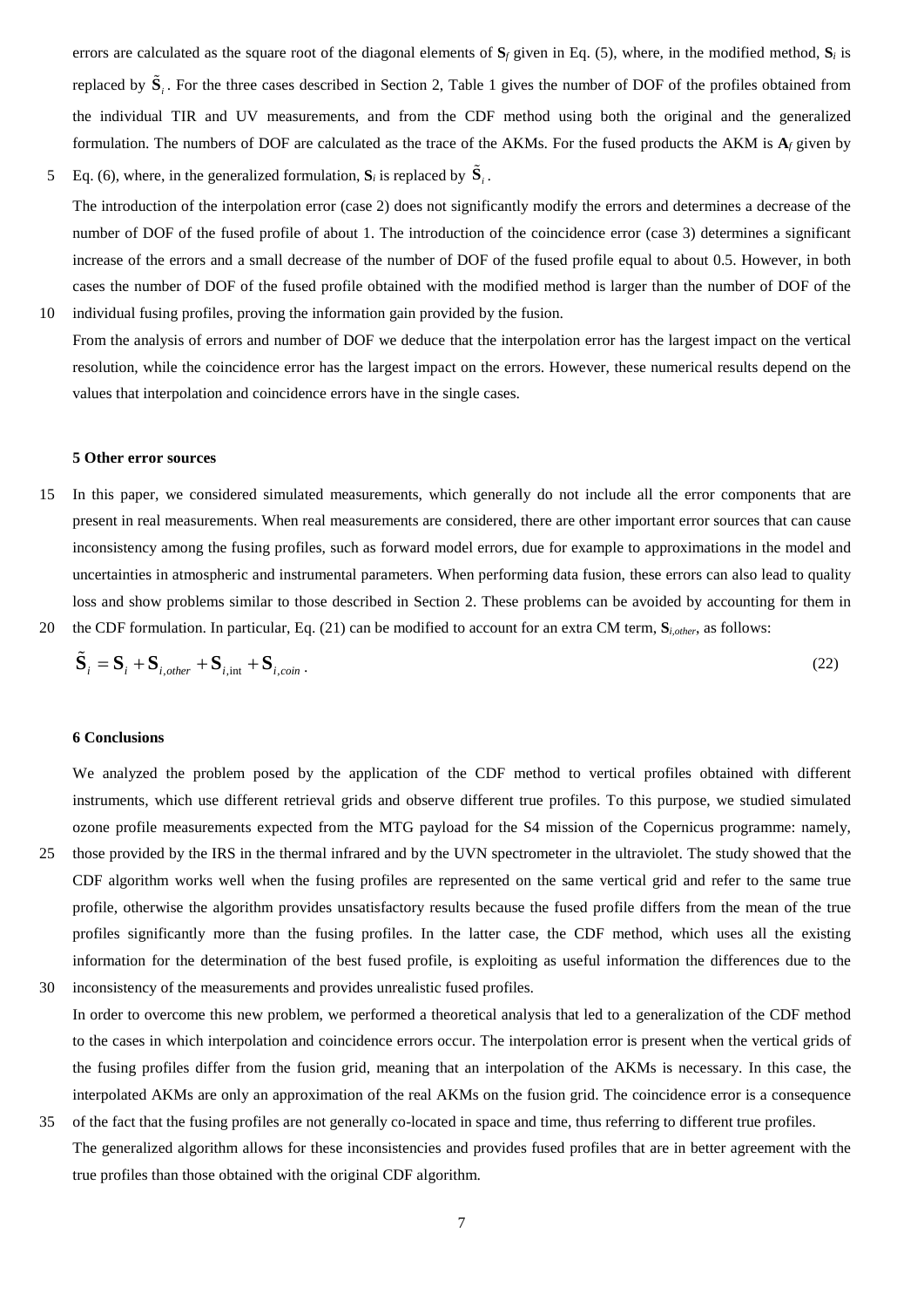errors are calculated as the square root of the diagonal elements of $\mathbf{S}_f$ given in Eq. (5), where, in the modified method, $\mathbf{S}_i$ is replaced by $\tilde{\mathbf{S}}_i$. For the three cases described in Section 2, Table 1 gives the number of DOF of the profiles obtained from the individual TIR and UV measurements, and from the CDF method using both the original and the generalized formulation. The numbers of DOF are calculated as the trace of the AKMs. For the fused products the AKM is $\mathbf{A}_f$ given by Eq. (6), where, in the generalized formulation, $\mathbf{S}_i$ is replaced by $\tilde{\mathbf{S}}_i$.

The introduction of the interpolation error (case 2) does not significantly modify the errors and determines a decrease of the number of DOF of the fused profile of about 1. The introduction of the coincidence error (case 3) determines a significant increase of the errors and a small decrease of the number of DOF of the fused profile equal to about 0.5. However, in both cases the number of DOF of the fused profile obtained with the modified method is larger than the number of DOF of the individual fusing profiles, proving the information gain provided by the fusion.

From the analysis of errors and number of DOF we deduce that the interpolation error has the largest impact on the vertical resolution, while the coincidence error has the largest impact on the errors. However, these numerical results depend on the values that interpolation and coincidence errors have in the single cases.

## 5 Other error sources

In this paper, we considered simulated measurements, which generally do not include all the error components that are present in real measurements. When real measurements are considered, there are other important error sources that can cause inconsistency among the fusing profiles, such as forward model errors, due for example to approximations in the model and uncertainties in atmospheric and instrumental parameters. When performing data fusion, these errors can also lead to quality loss and show problems similar to those described in Section 2. These problems can be avoided by accounting for them in the CDF formulation. In particular, Eq. (21) can be modified to account for an extra CM term, $\mathbf{S}_{i,other}$, as follows:

$$\tilde{\mathbf{S}}_i = \mathbf{S}_i + \mathbf{S}_{i,other} + \mathbf{S}_{i,\text{int}} + \mathbf{S}_{i,coin}\,. \tag{22}$$

## 6 Conclusions

We analyzed the problem posed by the application of the CDF method to vertical profiles obtained with different instruments, which use different retrieval grids and observe different true profiles. To this purpose, we studied simulated ozone profile measurements expected from the MTG payload for the S4 mission of the Copernicus programme: namely, those provided by the IRS in the thermal infrared and by the UVN spectrometer in the ultraviolet. The study showed that the CDF algorithm works well when the fusing profiles are represented on the same vertical grid and refer to the same true profile, otherwise the algorithm provides unsatisfactory results because the fused profile differs from the mean of the true profiles significantly more than the fusing profiles. In the latter case, the CDF method, which uses all the existing information for the determination of the best fused profile, is exploiting as useful information the differences due to the inconsistency of the measurements and provides unrealistic fused profiles.

In order to overcome this new problem, we performed a theoretical analysis that led to a generalization of the CDF method to the cases in which interpolation and coincidence errors occur. The interpolation error is present when the vertical grids of the fusing profiles differ from the fusion grid, meaning that an interpolation of the AKMs is necessary. In this case, the interpolated AKMs are only an approximation of the real AKMs on the fusion grid. The coincidence error is a consequence of the fact that the fusing profiles are not generally co-located in space and time, thus referring to different true profiles.

The generalized algorithm allows for these inconsistencies and provides fused profiles that are in better agreement with the true profiles than those obtained with the original CDF algorithm.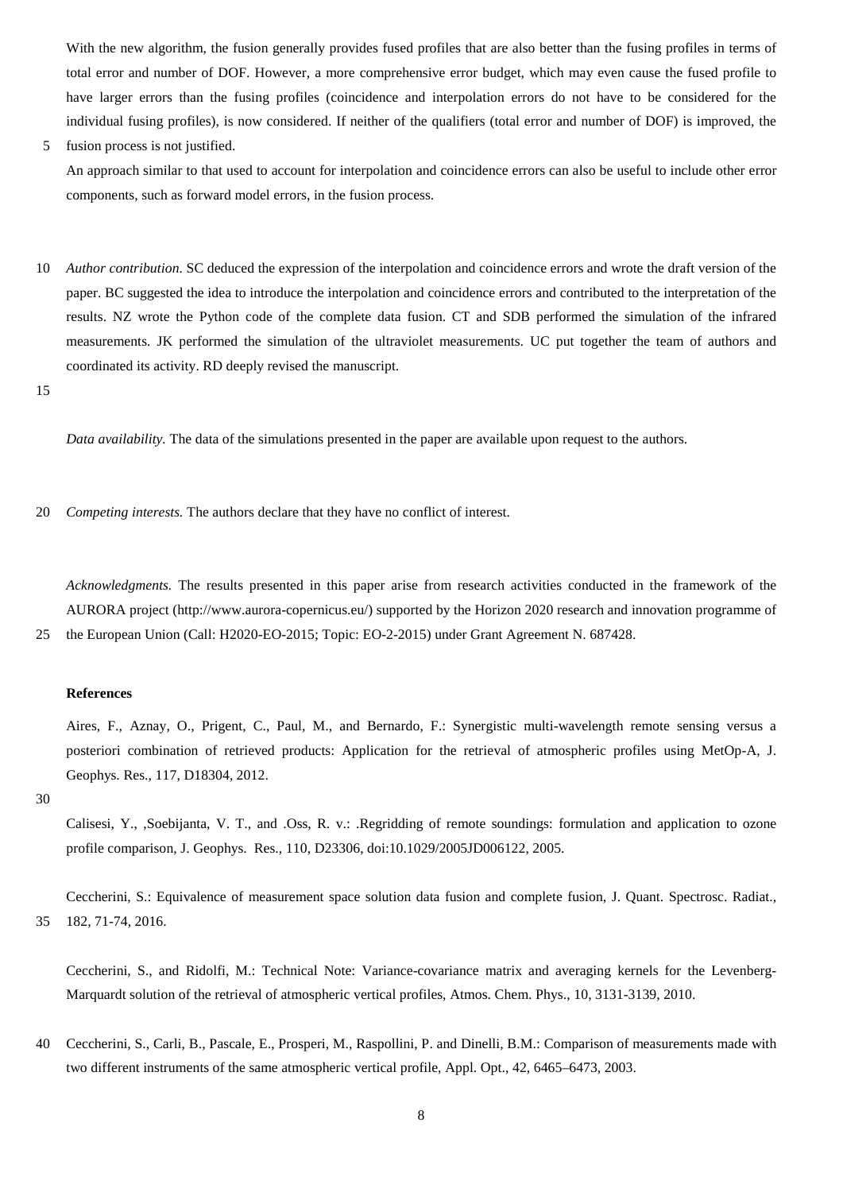With the new algorithm, the fusion generally provides fused profiles that are also better than the fusing profiles in terms of total error and number of DOF. However, a more comprehensive error budget, which may even cause the fused profile to have larger errors than the fusing profiles (coincidence and interpolation errors do not have to be considered for the individual fusing profiles), is now considered. If neither of the qualifiers (total error and number of DOF) is improved, the fusion process is not justified.

An approach similar to that used to account for interpolation and coincidence errors can also be useful to include other error components, such as forward model errors, in the fusion process.

*Author contribution.* SC deduced the expression of the interpolation and coincidence errors and wrote the draft version of the paper. BC suggested the idea to introduce the interpolation and coincidence errors and contributed to the interpretation of the results. NZ wrote the Python code of the complete data fusion. CT and SDB performed the simulation of the infrared measurements. JK performed the simulation of the ultraviolet measurements. UC put together the team of authors and coordinated its activity. RD deeply revised the manuscript.

*Data availability.* The data of the simulations presented in the paper are available upon request to the authors.

*Competing interests.* The authors declare that they have no conflict of interest.

*Acknowledgments.* The results presented in this paper arise from research activities conducted in the framework of the AURORA project (http://www.aurora-copernicus.eu/) supported by the Horizon 2020 research and innovation programme of the European Union (Call: H2020-EO-2015; Topic: EO-2-2015) under Grant Agreement N. 687428.

## References

Aires, F., Aznay, O., Prigent, C., Paul, M., and Bernardo, F.: Synergistic multi-wavelength remote sensing versus a posteriori combination of retrieved products: Application for the retrieval of atmospheric profiles using MetOp-A, J. Geophys. Res., 117, D18304, 2012.

Calisesi, Y., ,Soebijanta, V. T., and .Oss, R. v.: .Regridding of remote soundings: formulation and application to ozone profile comparison, J. Geophys. Res., 110, D23306, doi:10.1029/2005JD006122, 2005.

Ceccherini, S.: Equivalence of measurement space solution data fusion and complete fusion, J. Quant. Spectrosc. Radiat., 182, 71-74, 2016.

Ceccherini, S., and Ridolfi, M.: Technical Note: Variance-covariance matrix and averaging kernels for the Levenberg-Marquardt solution of the retrieval of atmospheric vertical profiles, Atmos. Chem. Phys., 10, 3131-3139, 2010.

Ceccherini, S., Carli, B., Pascale, E., Prosperi, M., Raspollini, P. and Dinelli, B.M.: Comparison of measurements made with two different instruments of the same atmospheric vertical profile, Appl. Opt., 42, 6465–6473, 2003.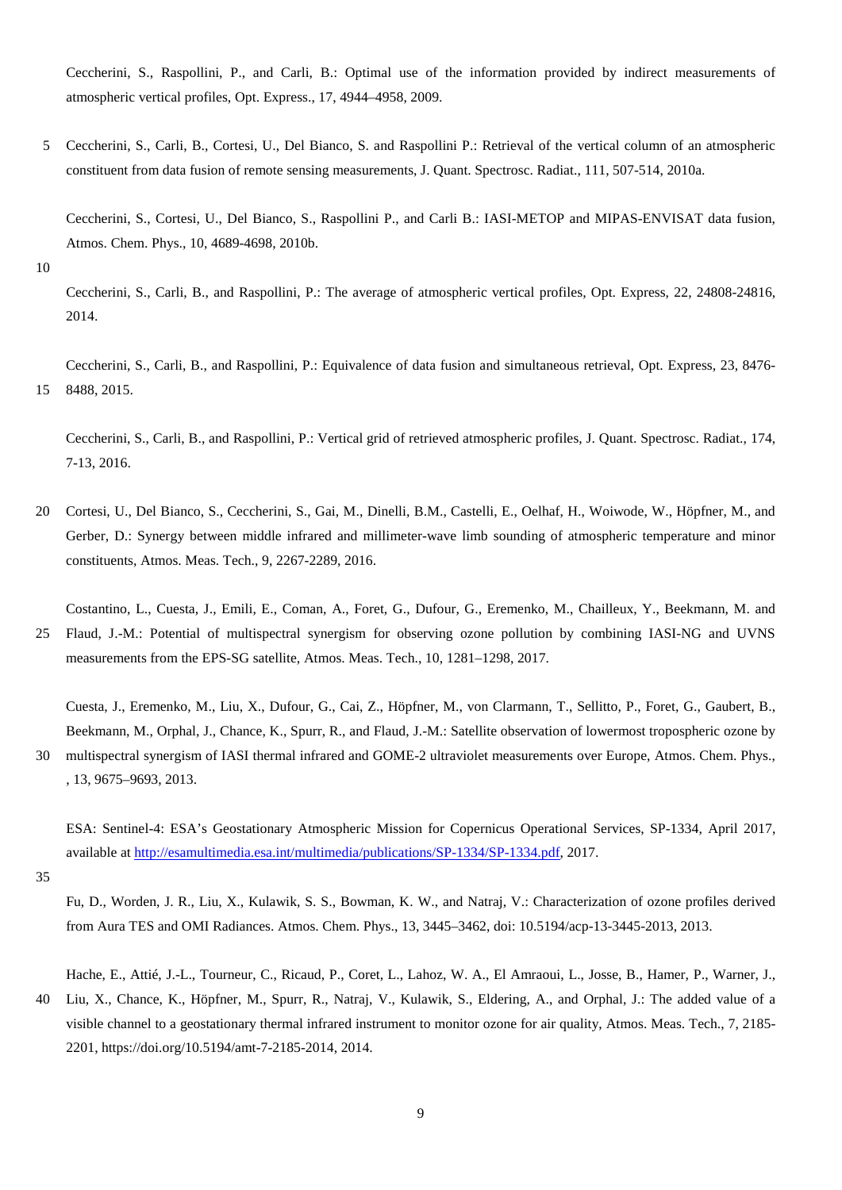Ceccherini, S., Raspollini, P., and Carli, B.: Optimal use of the information provided by indirect measurements of atmospheric vertical profiles, Opt. Express., 17, 4944–4958, 2009.

Ceccherini, S., Carli, B., Cortesi, U., Del Bianco, S. and Raspollini P.: Retrieval of the vertical column of an atmospheric constituent from data fusion of remote sensing measurements, J. Quant. Spectrosc. Radiat., 111, 507-514, 2010a.

Ceccherini, S., Cortesi, U., Del Bianco, S., Raspollini P., and Carli B.: IASI-METOP and MIPAS-ENVISAT data fusion, Atmos. Chem. Phys., 10, 4689-4698, 2010b.

Ceccherini, S., Carli, B., and Raspollini, P.: The average of atmospheric vertical profiles, Opt. Express, 22, 24808-24816, 2014.

Ceccherini, S., Carli, B., and Raspollini, P.: Equivalence of data fusion and simultaneous retrieval, Opt. Express, 23, 8476-8488, 2015.

Ceccherini, S., Carli, B., and Raspollini, P.: Vertical grid of retrieved atmospheric profiles, J. Quant. Spectrosc. Radiat., 174, 7-13, 2016.

Cortesi, U., Del Bianco, S., Ceccherini, S., Gai, M., Dinelli, B.M., Castelli, E., Oelhaf, H., Woiwode, W., Höpfner, M., and Gerber, D.: Synergy between middle infrared and millimeter-wave limb sounding of atmospheric temperature and minor constituents, Atmos. Meas. Tech., 9, 2267-2289, 2016.

Costantino, L., Cuesta, J., Emili, E., Coman, A., Foret, G., Dufour, G., Eremenko, M., Chailleux, Y., Beekmann, M. and Flaud, J.-M.: Potential of multispectral synergism for observing ozone pollution by combining IASI-NG and UVNS measurements from the EPS-SG satellite, Atmos. Meas. Tech., 10, 1281–1298, 2017.

Cuesta, J., Eremenko, M., Liu, X., Dufour, G., Cai, Z., Höpfner, M., von Clarmann, T., Sellitto, P., Foret, G., Gaubert, B., Beekmann, M., Orphal, J., Chance, K., Spurr, R., and Flaud, J.-M.: Satellite observation of lowermost tropospheric ozone by multispectral synergism of IASI thermal infrared and GOME-2 ultraviolet measurements over Europe, Atmos. Chem. Phys., , 13, 9675–9693, 2013.

ESA: Sentinel-4: ESA's Geostationary Atmospheric Mission for Copernicus Operational Services, SP-1334, April 2017, available at http://esamultimedia.esa.int/multimedia/publications/SP-1334/SP-1334.pdf, 2017.

Fu, D., Worden, J. R., Liu, X., Kulawik, S. S., Bowman, K. W., and Natraj, V.: Characterization of ozone profiles derived from Aura TES and OMI Radiances. Atmos. Chem. Phys., 13, 3445–3462, doi: 10.5194/acp-13-3445-2013, 2013.

Hache, E., Attié, J.-L., Tourneur, C., Ricaud, P., Coret, L., Lahoz, W. A., El Amraoui, L., Josse, B., Hamer, P., Warner, J., Liu, X., Chance, K., Höpfner, M., Spurr, R., Natraj, V., Kulawik, S., Eldering, A., and Orphal, J.: The added value of a visible channel to a geostationary thermal infrared instrument to monitor ozone for air quality, Atmos. Meas. Tech., 7, 2185-2201, https://doi.org/10.5194/amt-7-2185-2014, 2014.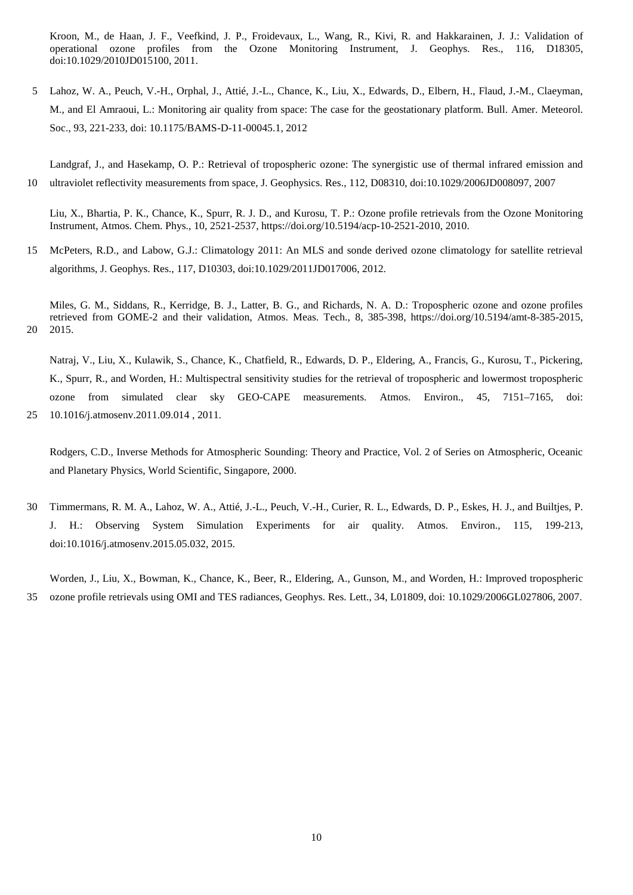Kroon, M., de Haan, J. F., Veefkind, J. P., Froidevaux, L., Wang, R., Kivi, R. and Hakkarainen, J. J.: Validation of operational ozone profiles from the Ozone Monitoring Instrument, J. Geophys. Res., 116, D18305, doi:10.1029/2010JD015100, 2011.

Lahoz, W. A., Peuch, V.-H., Orphal, J., Attié, J.-L., Chance, K., Liu, X., Edwards, D., Elbern, H., Flaud, J.-M., Claeyman, M., and El Amraoui, L.: Monitoring air quality from space: The case for the geostationary platform. Bull. Amer. Meteorol. Soc., 93, 221-233, doi: 10.1175/BAMS-D-11-00045.1, 2012

Landgraf, J., and Hasekamp, O. P.: Retrieval of tropospheric ozone: The synergistic use of thermal infrared emission and ultraviolet reflectivity measurements from space, J. Geophysics. Res., 112, D08310, doi:10.1029/2006JD008097, 2007

Liu, X., Bhartia, P. K., Chance, K., Spurr, R. J. D., and Kurosu, T. P.: Ozone profile retrievals from the Ozone Monitoring Instrument, Atmos. Chem. Phys., 10, 2521-2537, https://doi.org/10.5194/acp-10-2521-2010, 2010.

McPeters, R.D., and Labow, G.J.: Climatology 2011: An MLS and sonde derived ozone climatology for satellite retrieval algorithms, J. Geophys. Res., 117, D10303, doi:10.1029/2011JD017006, 2012.

Miles, G. M., Siddans, R., Kerridge, B. J., Latter, B. G., and Richards, N. A. D.: Tropospheric ozone and ozone profiles retrieved from GOME-2 and their validation, Atmos. Meas. Tech., 8, 385-398, https://doi.org/10.5194/amt-8-385-2015, 2015.

Natraj, V., Liu, X., Kulawik, S., Chance, K., Chatfield, R., Edwards, D. P., Eldering, A., Francis, G., Kurosu, T., Pickering, K., Spurr, R., and Worden, H.: Multispectral sensitivity studies for the retrieval of tropospheric and lowermost tropospheric ozone from simulated clear sky GEO-CAPE measurements. Atmos. Environ., 45, 7151–7165, doi: 10.1016/j.atmosenv.2011.09.014 , 2011.

Rodgers, C.D., Inverse Methods for Atmospheric Sounding: Theory and Practice, Vol. 2 of Series on Atmospheric, Oceanic and Planetary Physics, World Scientific, Singapore, 2000.

Timmermans, R. M. A., Lahoz, W. A., Attié, J.-L., Peuch, V.-H., Curier, R. L., Edwards, D. P., Eskes, H. J., and Builtjes, P. J. H.: Observing System Simulation Experiments for air quality. Atmos. Environ., 115, 199-213, doi:10.1016/j.atmosenv.2015.05.032, 2015.

Worden, J., Liu, X., Bowman, K., Chance, K., Beer, R., Eldering, A., Gunson, M., and Worden, H.: Improved tropospheric ozone profile retrievals using OMI and TES radiances, Geophys. Res. Lett., 34, L01809, doi: 10.1029/2006GL027806, 2007.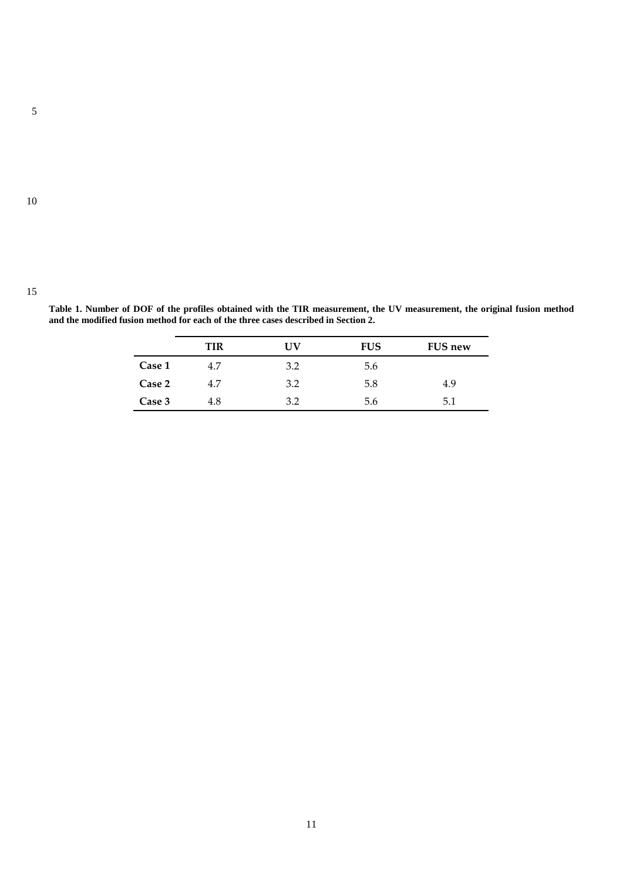**Table 1. Number of DOF of the profiles obtained with the TIR measurement, the UV measurement, the original fusion method and the modified fusion method for each of the three cases described in Section 2.**

| | TIR | UV | FUS | FUS new |
|---|---|---|---|---|
| **Case 1** | 4.7 | 3.2 | 5.6 | |
| **Case 2** | 4.7 | 3.2 | 5.8 | 4.9 |
| **Case 3** | 4.8 | 3.2 | 5.6 | 5.1 |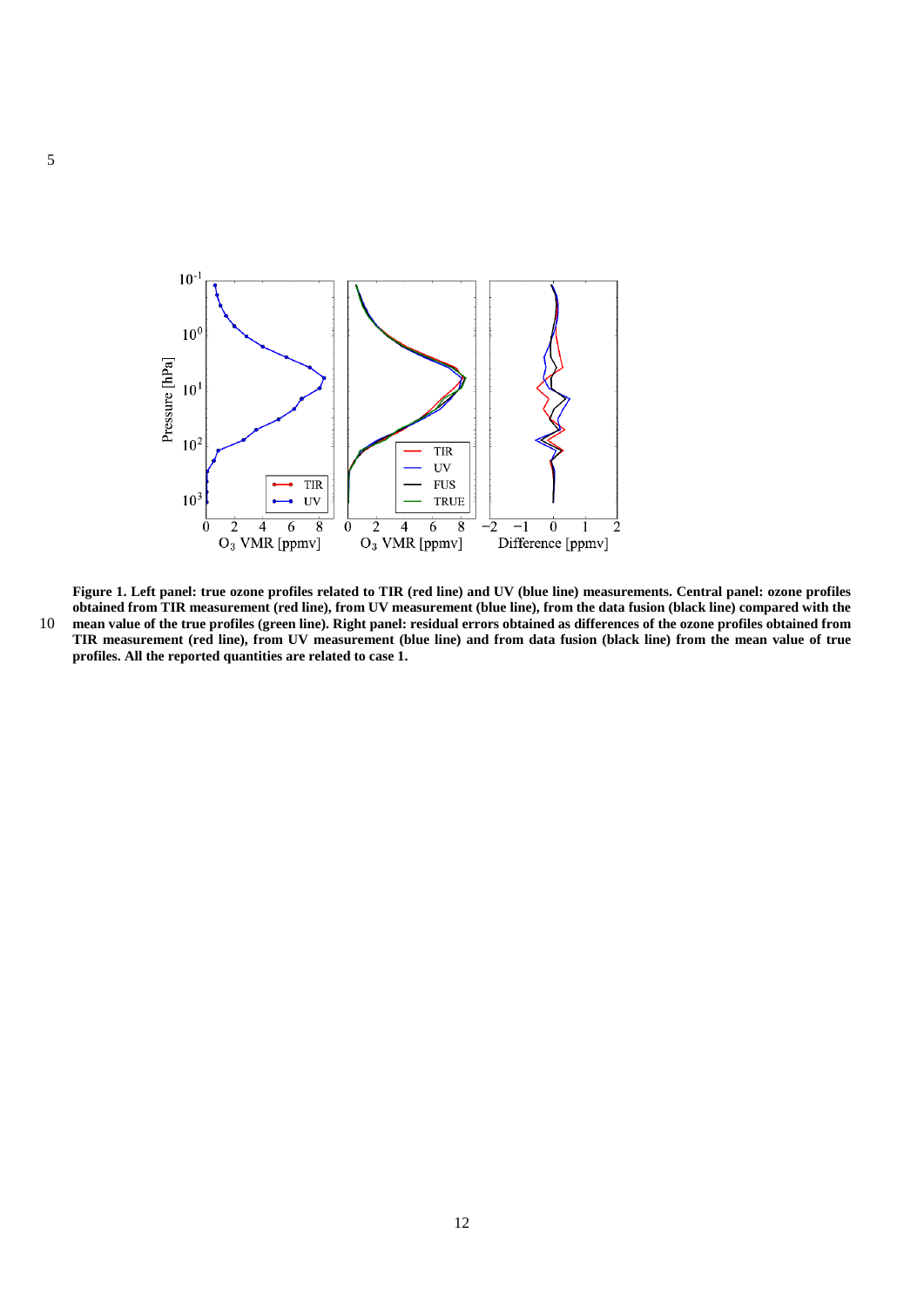**Figure 1. Left panel: true ozone profiles related to TIR (red line) and UV (blue line) measurements. Central panel: ozone profiles obtained from TIR measurement (red line), from UV measurement (blue line), from the data fusion (black line) compared with the mean value of the true profiles (green line). Right panel: residual errors obtained as differences of the ozone profiles obtained from TIR measurement (red line), from UV measurement (blue line) and from data fusion (black line) from the mean value of true profiles. All the reported quantities are related to case 1.**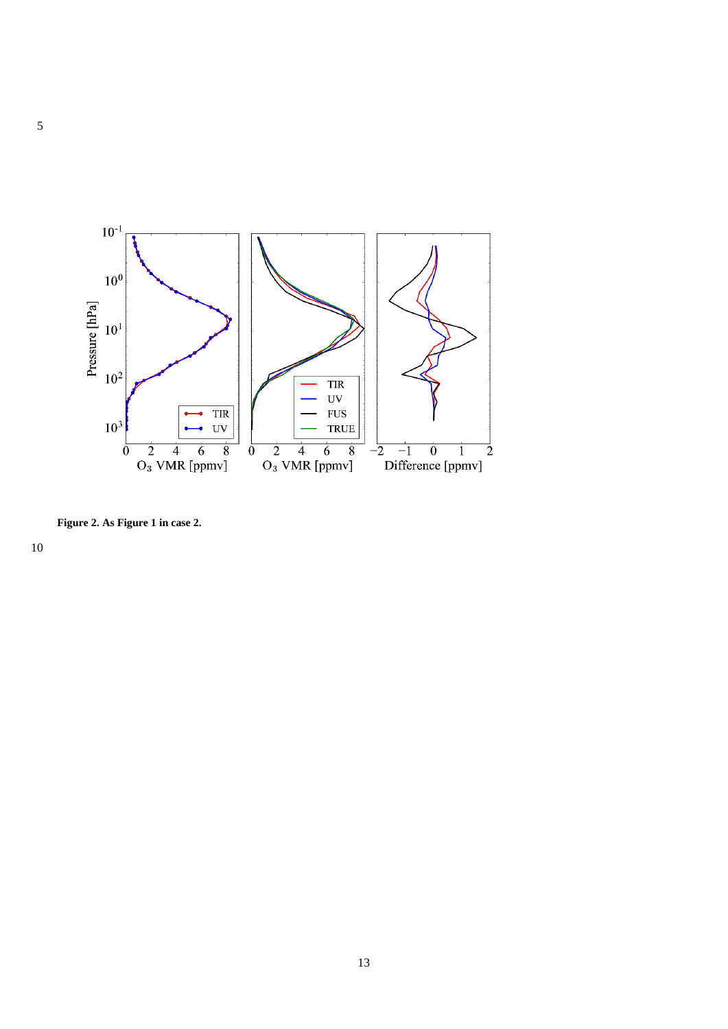**Figure 2. As Figure 1 in case 2.**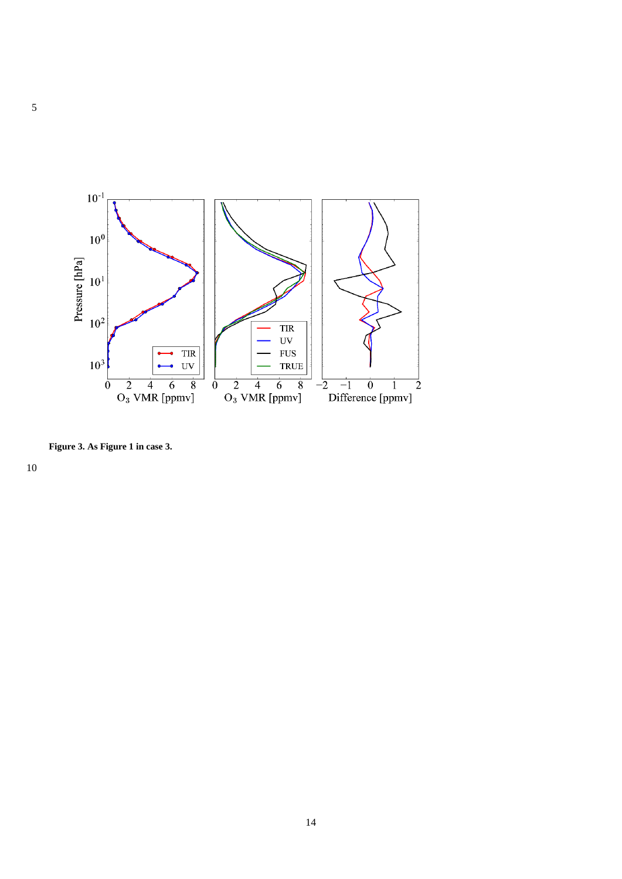**Figure 3. As Figure 1 in case 3.**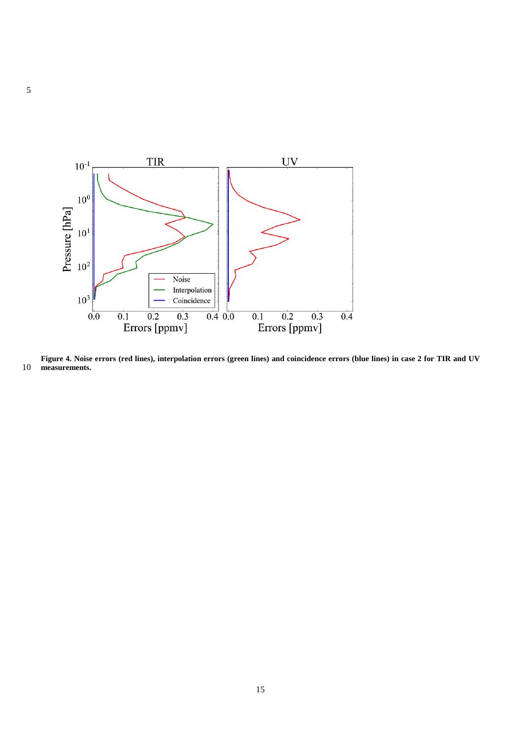**Figure 4. Noise errors (red lines), interpolation errors (green lines) and coincidence errors (blue lines) in case 2 for TIR and UV measurements.**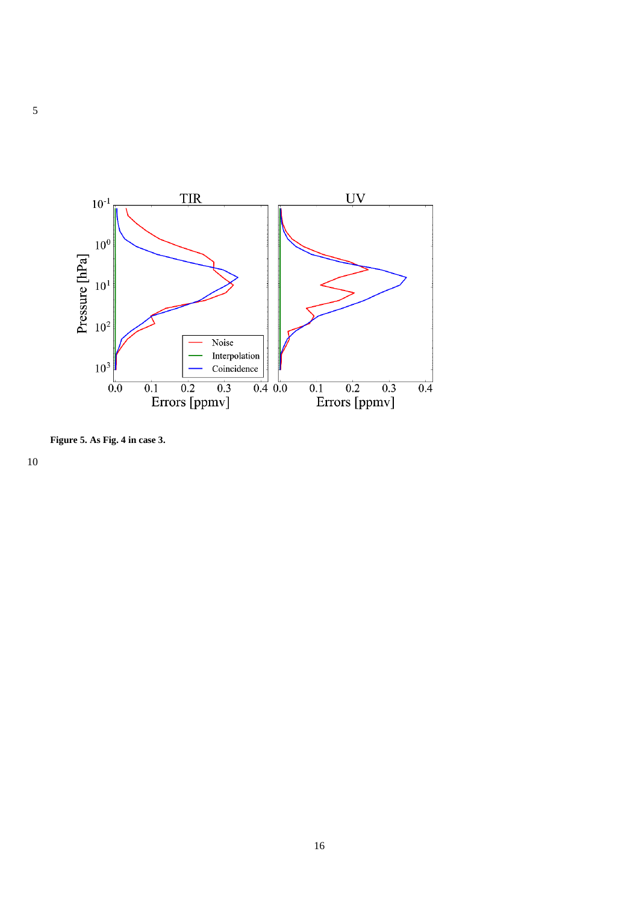**Figure 5. As Fig. 4 in case 3.**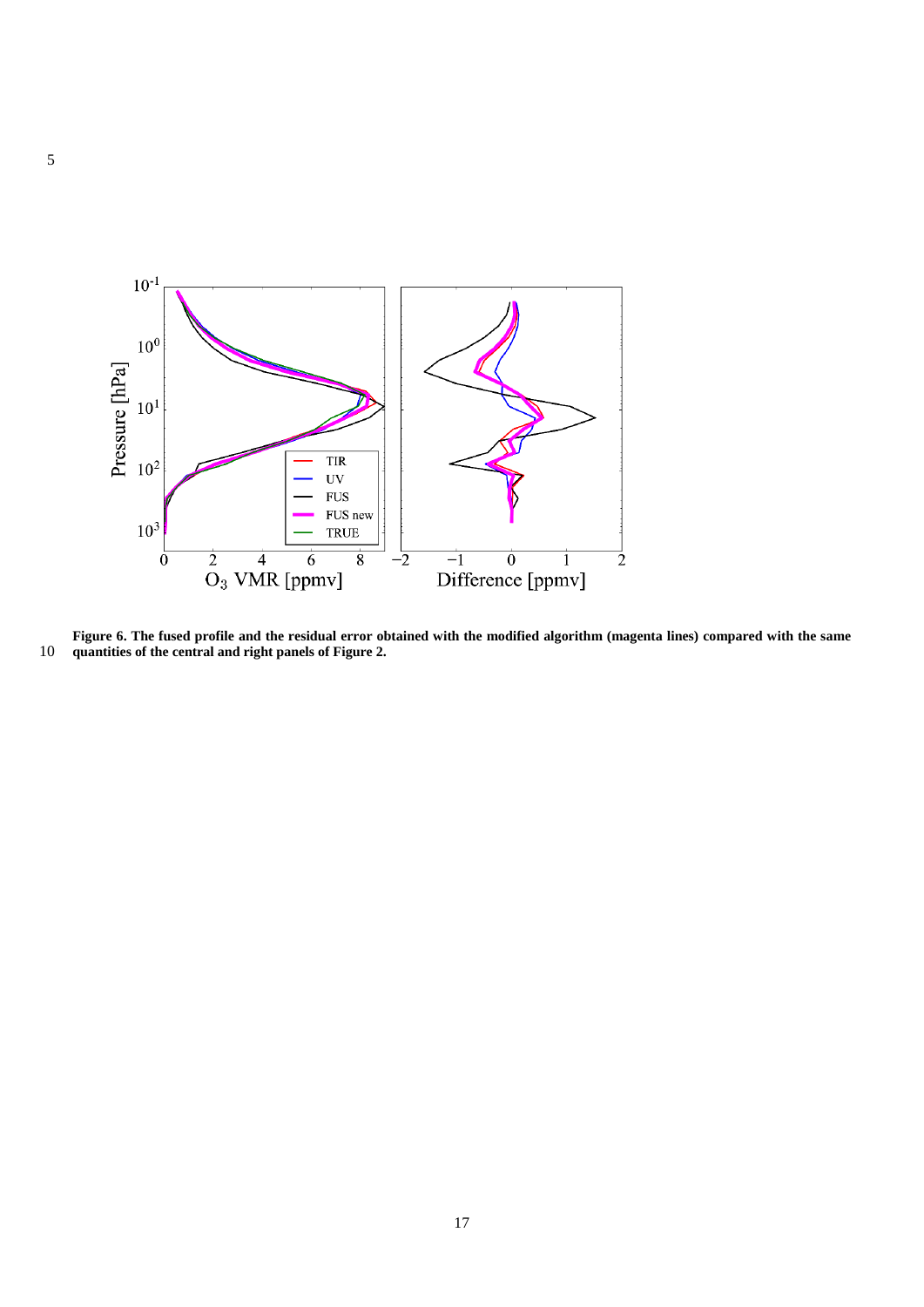**Figure 6. The fused profile and the residual error obtained with the modified algorithm (magenta lines) compared with the same quantities of the central and right panels of Figure 2.**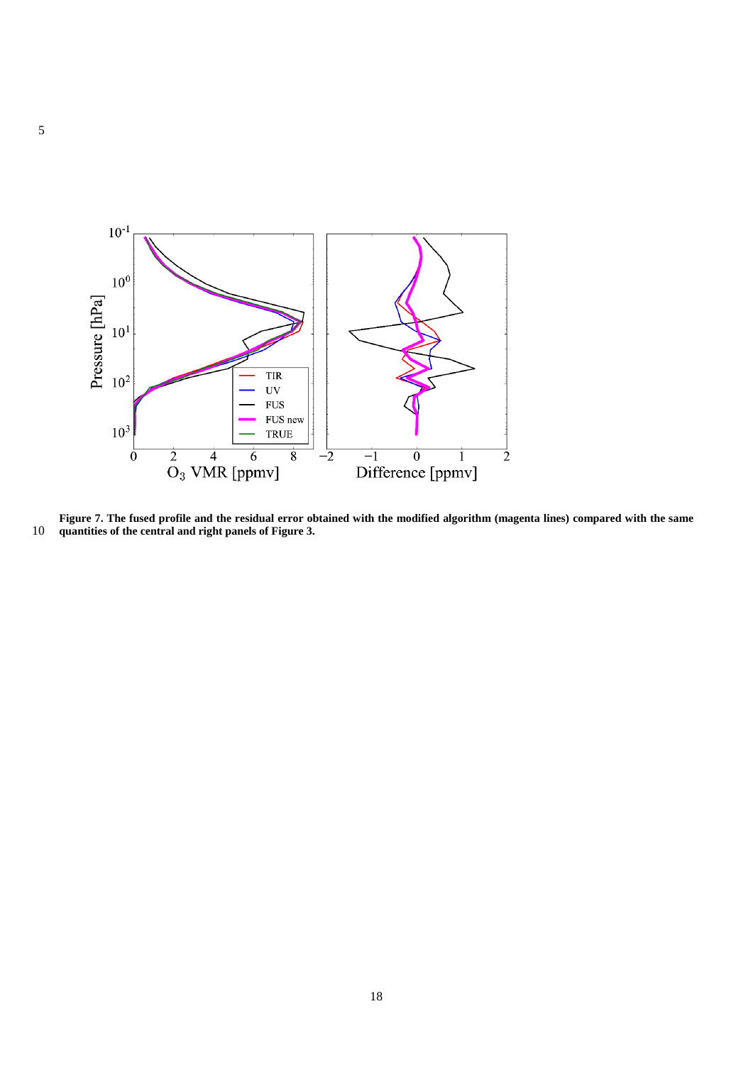**Figure 7. The fused profile and the residual error obtained with the modified algorithm (magenta lines) compared with the same quantities of the central and right panels of Figure 3.**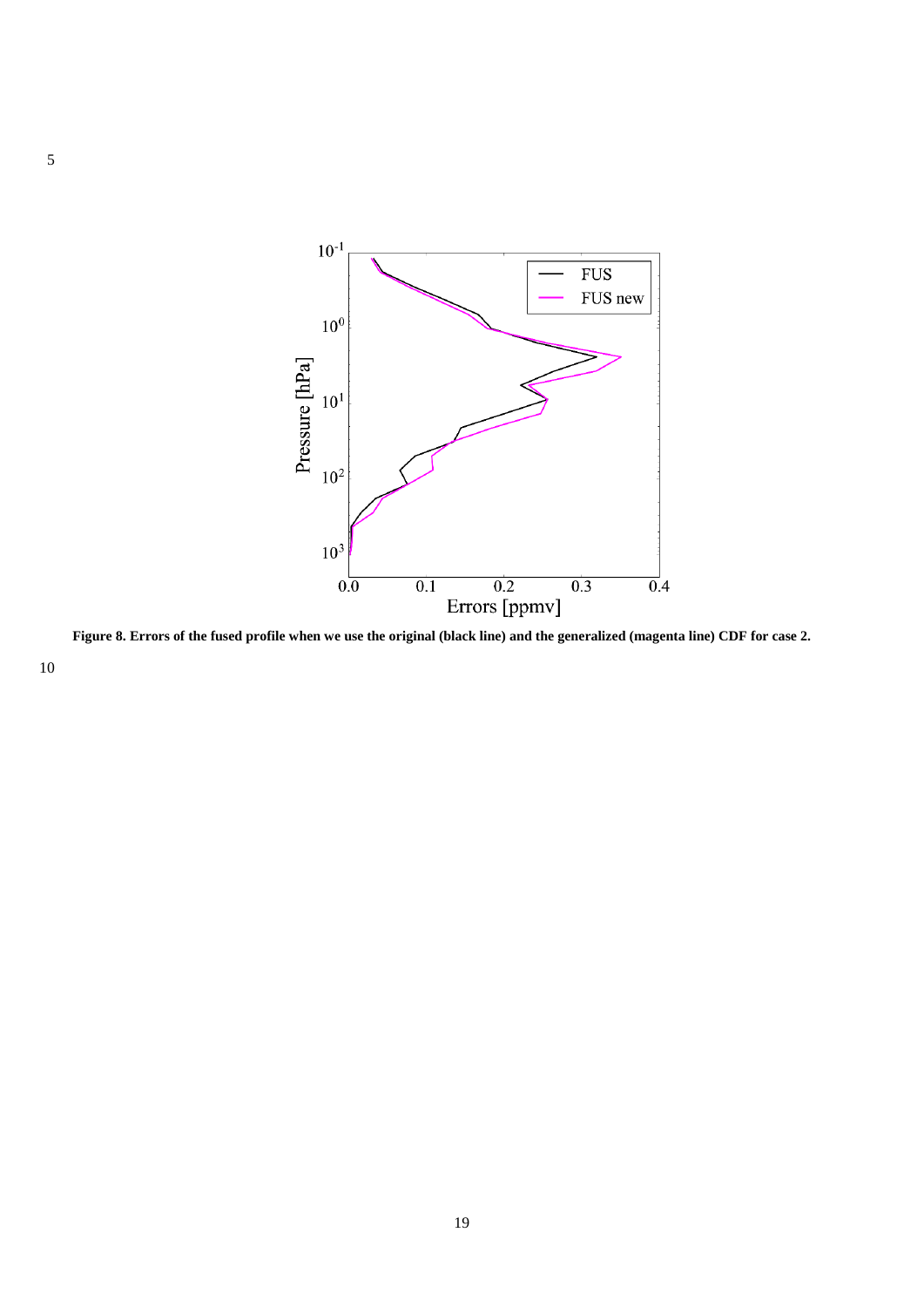**Figure 8. Errors of the fused profile when we use the original (black line) and the generalized (magenta line) CDF for case 2.**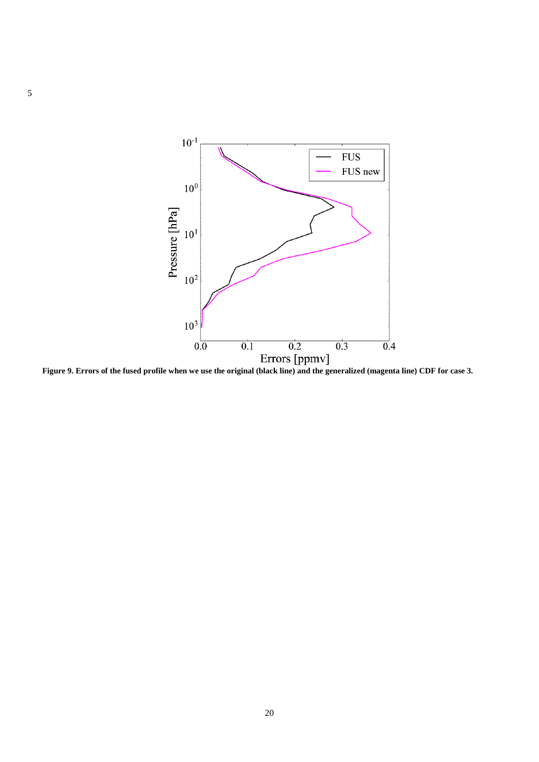FUS

FUS new

Pressure [hPa]

$10^{-1}$

$10^{0}$

$10^{1}$

$10^{2}$

$10^{3}$

0.0

0.1

0.2

0.3

0.4

Errors [ppmv]

**Figure 9. Errors of the fused profile when we use the original (black line) and the generalized (magenta line) CDF for case 3.**